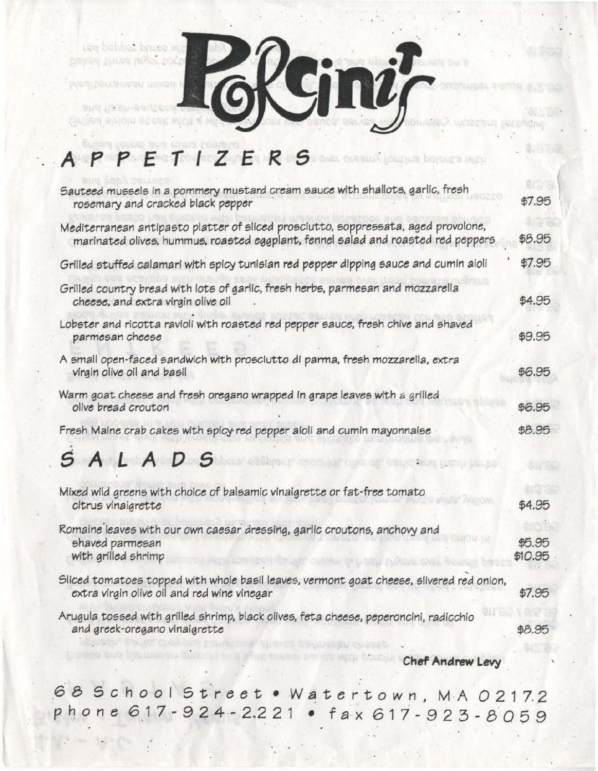# Porcini's

## APPETIZERS

Sauteed mussels in a pommery mustard cream sauce with shallots, garlic, fresh rosemary and cracked black pepper — $7.95

Mediterranean antipasto platter of sliced prosciutto, soppressata, aged provolone, marinated olives, hummus, roasted eggplant, fennel salad and roasted red peppers — $8.95

Grilled stuffed calamari with spicy tunisian red pepper dipping sauce and cumin aioli — $7.95

Grilled country bread with lots of garlic, fresh herbs, parmesan and mozzarella cheese, and extra virgin olive oil — $4.95

Lobster and ricotta ravioli with roasted red pepper sauce, fresh chive and shaved parmesan cheese — $9.95

A small open-faced sandwich with prosciutto di parma, fresh mozzarella, extra virgin olive oil and basil — $6.95

Warm goat cheese and fresh oregano wrapped in grape leaves with a grilled olive bread crouton — $6.95

Fresh Maine crab cakes with spicy red pepper aioli and cumin mayonnaise — $8.95

## SALADS

Mixed wild greens with choice of balsamic vinaigrette or fat-free tomato citrus vinaigrette — $4.95

Romaine leaves with our own caesar dressing, garlic croutons, anchovy and shaved parmesan — $5.95
with grilled shrimp — $10.95

Sliced tomatoes topped with whole basil leaves, vermont goat cheese, slivered red onion, extra virgin olive oil and red wine vinegar — $7.95

Arugula tossed with grilled shrimp, black olives, feta cheese, peperoncini, radicchio and greek-oregano vinaigrette — $8.95

**Chef Andrew Levy**

68 School Street • Watertown, MA 02172
phone 617-924-2221 • fax 617-923-8059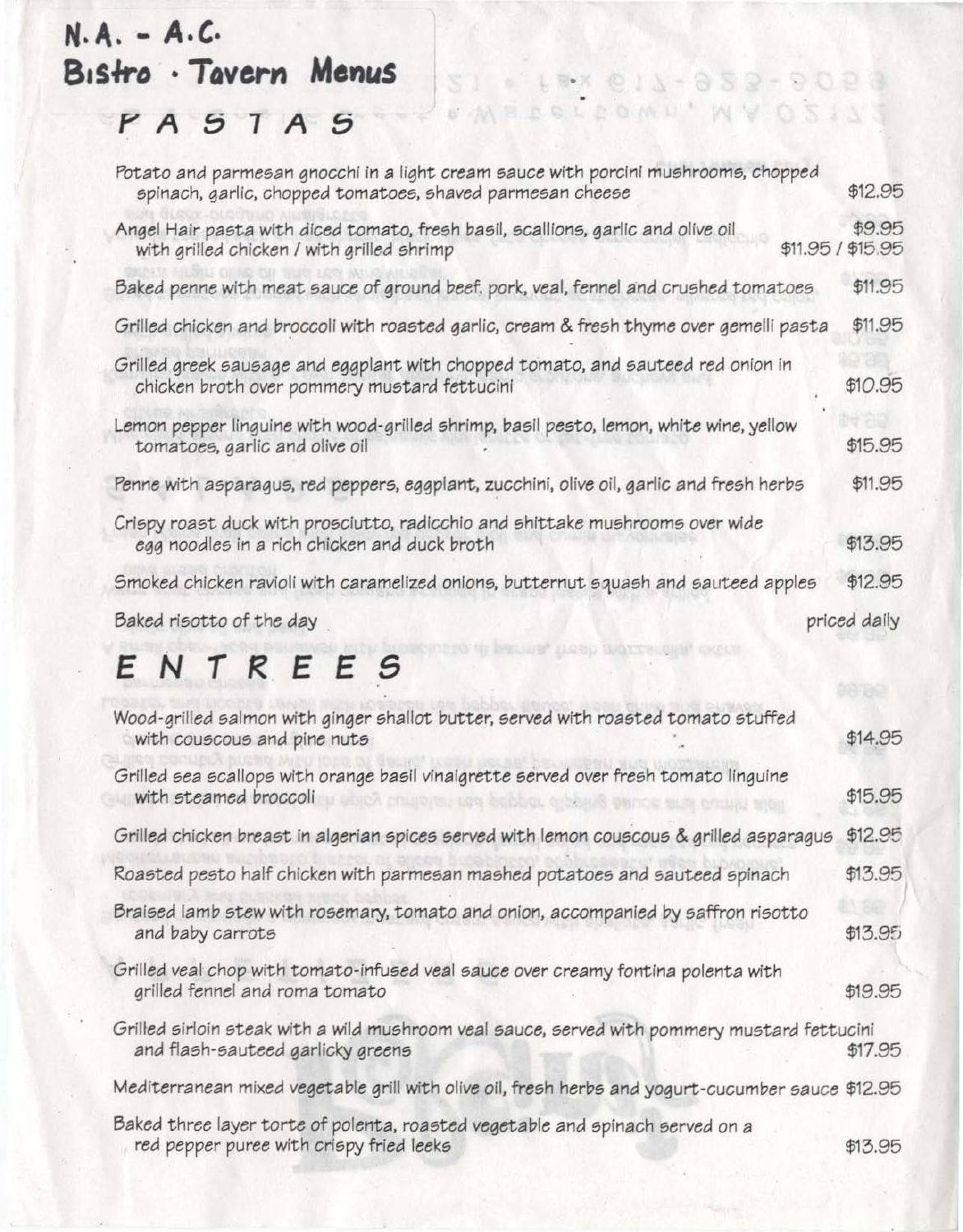N.A. - A.C.
Bistro · Tavern Menus

# PASTAS

| | |
|---|---|
| Potato and parmesan gnocchi in a light cream sauce with porcini mushrooms, chopped spinach, garlic, chopped tomatoes, shaved parmesan cheese | $12.95 |
| Angel Hair pasta with diced tomato, fresh basil, scallions, garlic and olive oil | $9.95 |
| with grilled chicken / with grilled shrimp | $11.95 / $15.95 |
| Baked penne with meat sauce of ground beef, pork, veal, fennel and crushed tomatoes | $11.95 |
| Grilled chicken and broccoli with roasted garlic, cream & fresh thyme over gemelli pasta | $11.95 |
| Grilled greek sausage and eggplant with chopped tomato, and sauteed red onion in chicken broth over pommery mustard fettucini | $10.95 |
| Lemon pepper linguine with wood-grilled shrimp, basil pesto, lemon, white wine, yellow tomatoes, garlic and olive oil | $15.95 |
| Penne with asparagus, red peppers, eggplant, zucchini, olive oil, garlic and fresh herbs | $11.95 |
| Crispy roast duck with prosciutto, radicchio and shittake mushrooms over wide egg noodles in a rich chicken and duck broth | $13.95 |
| Smoked chicken ravioli with caramelized onions, butternut squash and sauteed apples | $12.95 |
| Baked risotto of the day | priced daily |

# ENTREES

| | |
|---|---|
| Wood-grilled salmon with ginger shallot butter, served with roasted tomato stuffed with couscous and pine nuts | $14.95 |
| Grilled sea scallops with orange basil vinaigrette served over fresh tomato linguine with steamed broccoli | $15.95 |
| Grilled chicken breast in algerian spices served with lemon couscous & grilled asparagus | $12.95 |
| Roasted pesto half chicken with parmesan mashed potatoes and sauteed spinach | $13.95 |
| Braised lamb stew with rosemary, tomato and onion, accompanied by saffron risotto and baby carrots | $13.95 |
| Grilled veal chop with tomato-infused veal sauce over creamy fontina polenta with grilled fennel and roma tomato | $19.95 |
| Grilled sirloin steak with a wild mushroom veal sauce, served with pommery mustard fettucini and flash-sauteed garlicky greens | $17.95 |
| Mediterranean mixed vegetable grill with olive oil, fresh herbs and yogurt-cucumber sauce | $12.95 |
| Baked three layer torte of polenta, roasted vegetable and spinach served on a red pepper puree with crispy fried leeks | $13.95 |